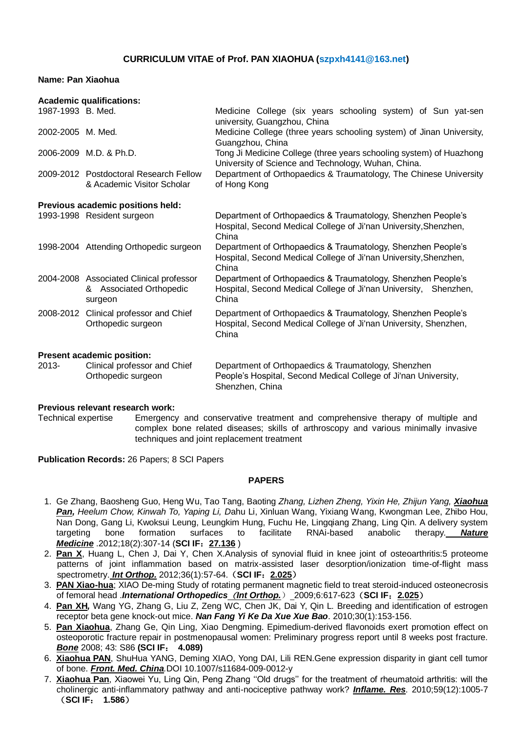**CURRICULUM VITAE of Prof. PAN XIAOHUA (szpxh4141@163.net)**

**Name: Pan Xiaohua**

**Academic qualifications:**

| | | |
|---|---|---|
| 1987-1993 | B. Med. | Medicine College (six years schooling system) of Sun yat-sen university, Guangzhou, China |
| 2002-2005 | M. Med. | Medicine College (three years schooling system) of Jinan University, Guangzhou, China |
| 2006-2009 | M.D. & Ph.D. | Tong Ji Medicine College (three years schooling system) of Huazhong University of Science and Technology, Wuhan, China. |
| 2009-2012 | Postdoctoral Research Fellow & Academic Visitor Scholar | Department of Orthopaedics & Traumatology, The Chinese University of Hong Kong |

**Previous academic positions held:**

| | | |
|---|---|---|
| 1993-1998 | Resident surgeon | Department of Orthopaedics & Traumatology, Shenzhen People's Hospital, Second Medical College of Ji'nan University,Shenzhen, China |
| 1998-2004 | Attending Orthopedic surgeon | Department of Orthopaedics & Traumatology, Shenzhen People's Hospital, Second Medical College of Ji'nan University,Shenzhen, China |
| 2004-2008 | Associated Clinical professor & Associated Orthopedic surgeon | Department of Orthopaedics & Traumatology, Shenzhen People's Hospital, Second Medical College of Ji'nan University, Shenzhen, China |
| 2008-2012 | Clinical professor and Chief Orthopedic surgeon | Department of Orthopaedics & Traumatology, Shenzhen People's Hospital, Second Medical College of Ji'nan University, Shenzhen, China |

**Present academic position:**

| | | |
|---|---|---|
| 2013- | Clinical professor and Chief Orthopedic surgeon | Department of Orthopaedics & Traumatology, Shenzhen People's Hospital, Second Medical College of Ji'nan University, Shenzhen, China |

**Previous relevant research work:**

Technical expertise: Emergency and conservative treatment and comprehensive therapy of multiple and complex bone related diseases; skills of arthroscopy and various minimally invasive techniques and joint replacement treatment

**Publication Records:** 26 Papers; 8 SCI Papers

**PAPERS**

1. Ge Zhang, Baosheng Guo, Heng Wu, Tao Tang, Baoting *Zhang, Lizhen Zheng, Yixin He, Zhijun Yang,* ***Xiaohua Pan,*** *Heelum Chow, Kinwah To, Yaping Li, D*ahu Li, Xinluan Wang, Yixiang Wang, Kwongman Lee, Zhibo Hou, Nan Dong, Gang Li, Kwoksui Leung, Leungkim Hung, Fuchu He, Lingqiang Zhang, Ling Qin. A delivery system targeting bone formation surfaces to facilitate RNAi-based anabolic therapy. ***Nature Medicine*** .2012;18(2):307-14 (**SCI IF：27.136** )
2. **Pan X**, Huang L, Chen J, Dai Y, Chen X.Analysis of synovial fluid in knee joint of osteoarthritis:5 proteome patterns of joint inflammation based on matrix-assisted laser desorption/ionization time-of-flight mass spectrometry. ***Int Orthop.*** 2012;36(1):57-64.（**SCI IF：2.025**）
3. **PAN Xiao-hua**; XIAO De-ming Study of rotating permanent magnetic field to treat steroid-induced osteonecrosis of femoral head .***International Orthopedics（Int Orthop.***）2009;6:617-623（**SCI IF：2.025**）
4. **Pan XH,** Wang YG, Zhang G, Liu Z, Zeng WC, Chen JK, Dai Y, Qin L. Breeding and identification of estrogen receptor beta gene knock-out mice. ***Nan Fang Yi Ke Da Xue Xue Bao***. 2010;30(1):153-156.
5. **Pan Xiaohua**, Zhang Ge, Qin Ling, Xiao Dengming. Epimedium-derived flavonoids exert promotion effect on osteoporotic fracture repair in postmenopausal women: Preliminary progress report until 8 weeks post fracture. ***Bone*** 2008; 43: S86 **(SCI IF： 4.089)**
6. **Xiaohua PAN**, ShuHua YANG, Deming XIAO, Yong DAI, Lili REN.Gene expression disparity in giant cell tumor of bone. ***Front. Med. China***.DOI 10.1007/s11684-009-0012-y
7. **Xiaohua Pan**, Xiaowei Yu, Ling Qin, Peng Zhang ''Old drugs'' for the treatment of rheumatoid arthritis: will the cholinergic anti-inflammatory pathway and anti-nociceptive pathway work? ***Inflame. Res***. 2010;59(12):1005-7（**SCI IF： 1.586**）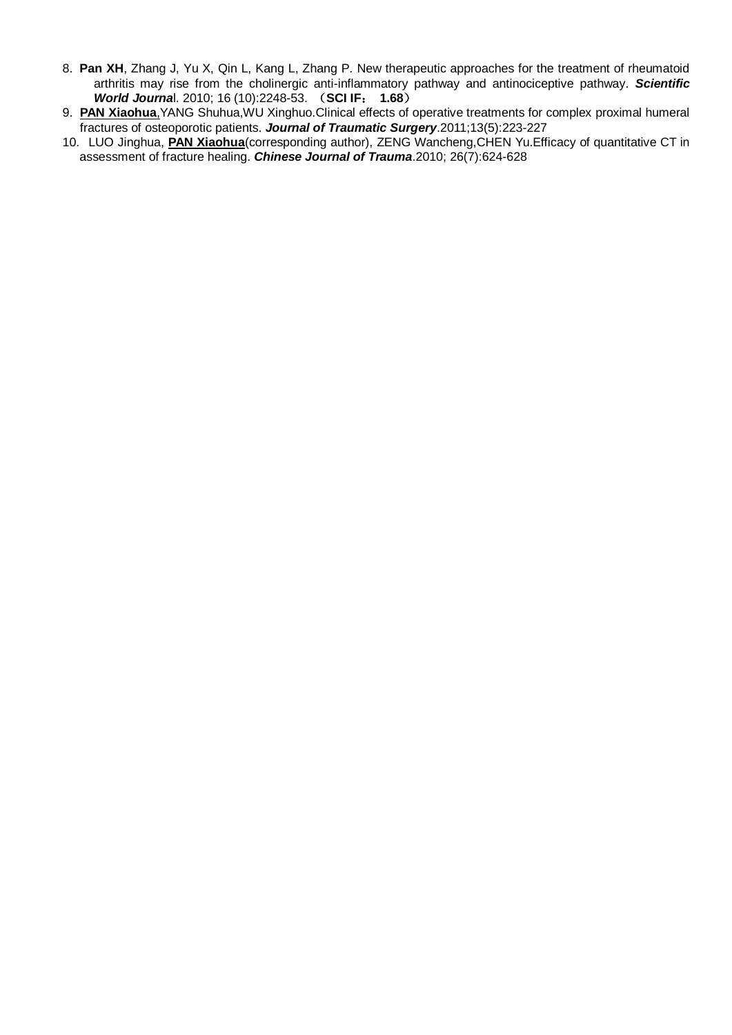8. **Pan XH**, Zhang J, Yu X, Qin L, Kang L, Zhang P. New therapeutic approaches for the treatment of rheumatoid arthritis may rise from the cholinergic anti-inflammatory pathway and antinociceptive pathway. ***Scientific World Journa***l. 2010; 16 (10):2248-53. （**SCI IF：1.68**）
9. **PAN Xiaohua**,YANG Shuhua,WU Xinghuo.Clinical effects of operative treatments for complex proximal humeral fractures of osteoporotic patients. ***Journal of Traumatic Surgery***.2011;13(5):223-227
10. LUO Jinghua, **PAN Xiaohua**(corresponding author), ZENG Wancheng,CHEN Yu.Efficacy of quantitative CT in assessment of fracture healing. ***Chinese Journal of Trauma***.2010; 26(7):624-628